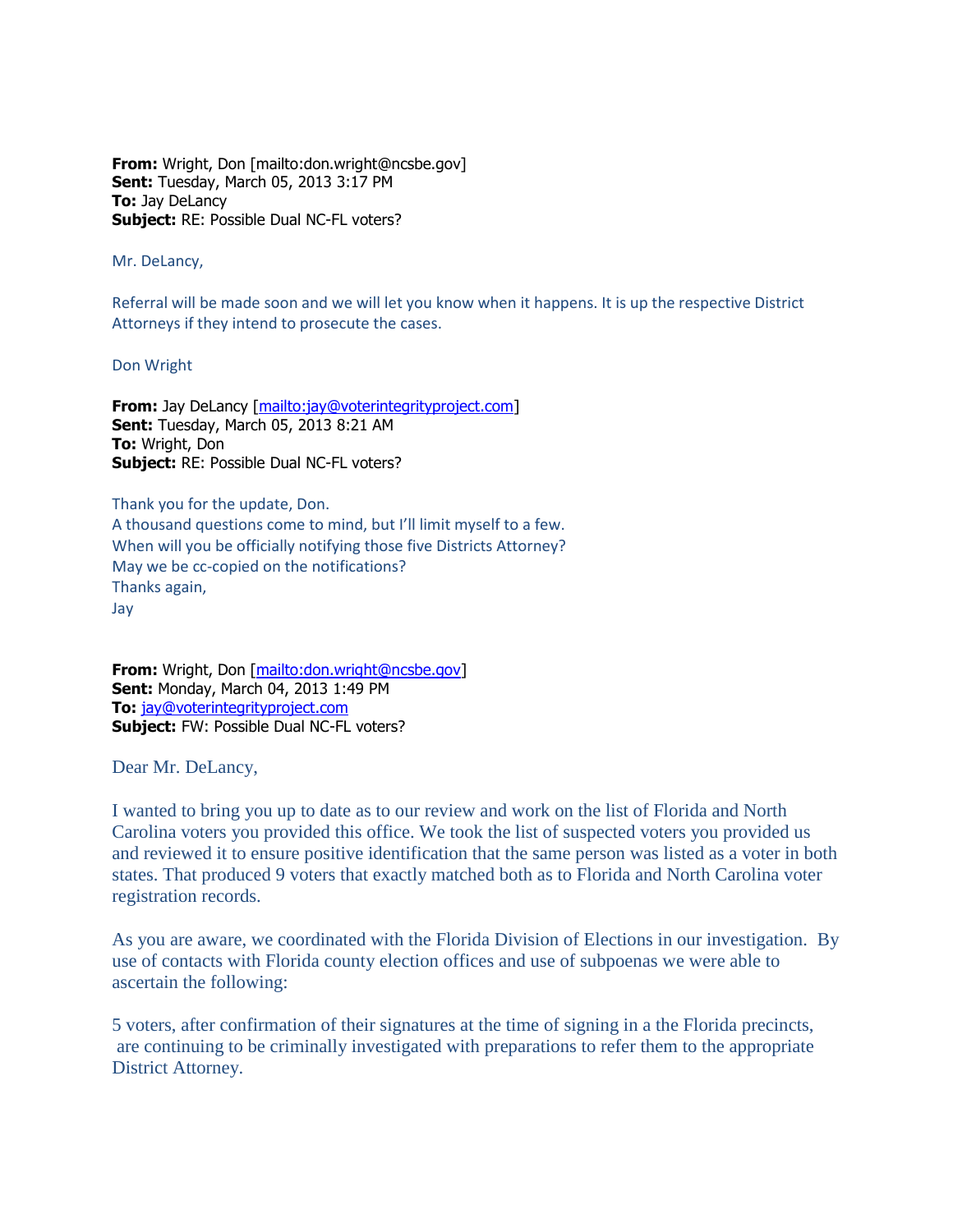**From:** Wright, Don [mailto:don.wright@ncsbe.gov]
**Sent:** Tuesday, March 05, 2013 3:17 PM
**To:** Jay DeLancy
**Subject:** RE: Possible Dual NC-FL voters?

Mr. DeLancy,

Referral will be made soon and we will let you know when it happens. It is up the respective District Attorneys if they intend to prosecute the cases.

Don Wright

**From:** Jay DeLancy [mailto:jay@voterintegrityproject.com]
**Sent:** Tuesday, March 05, 2013 8:21 AM
**To:** Wright, Don
**Subject:** RE: Possible Dual NC-FL voters?

Thank you for the update, Don.
A thousand questions come to mind, but I'll limit myself to a few.
When will you be officially notifying those five Districts Attorney?
May we be cc-copied on the notifications?
Thanks again,
Jay

**From:** Wright, Don [mailto:don.wright@ncsbe.gov]
**Sent:** Monday, March 04, 2013 1:49 PM
**To:** jay@voterintegrityproject.com
**Subject:** FW: Possible Dual NC-FL voters?

Dear Mr. DeLancy,

I wanted to bring you up to date as to our review and work on the list of Florida and North Carolina voters you provided this office. We took the list of suspected voters you provided us and reviewed it to ensure positive identification that the same person was listed as a voter in both states. That produced 9 voters that exactly matched both as to Florida and North Carolina voter registration records.

As you are aware, we coordinated with the Florida Division of Elections in our investigation. By use of contacts with Florida county election offices and use of subpoenas we were able to ascertain the following:

5 voters, after confirmation of their signatures at the time of signing in a the Florida precincts, are continuing to be criminally investigated with preparations to refer them to the appropriate District Attorney.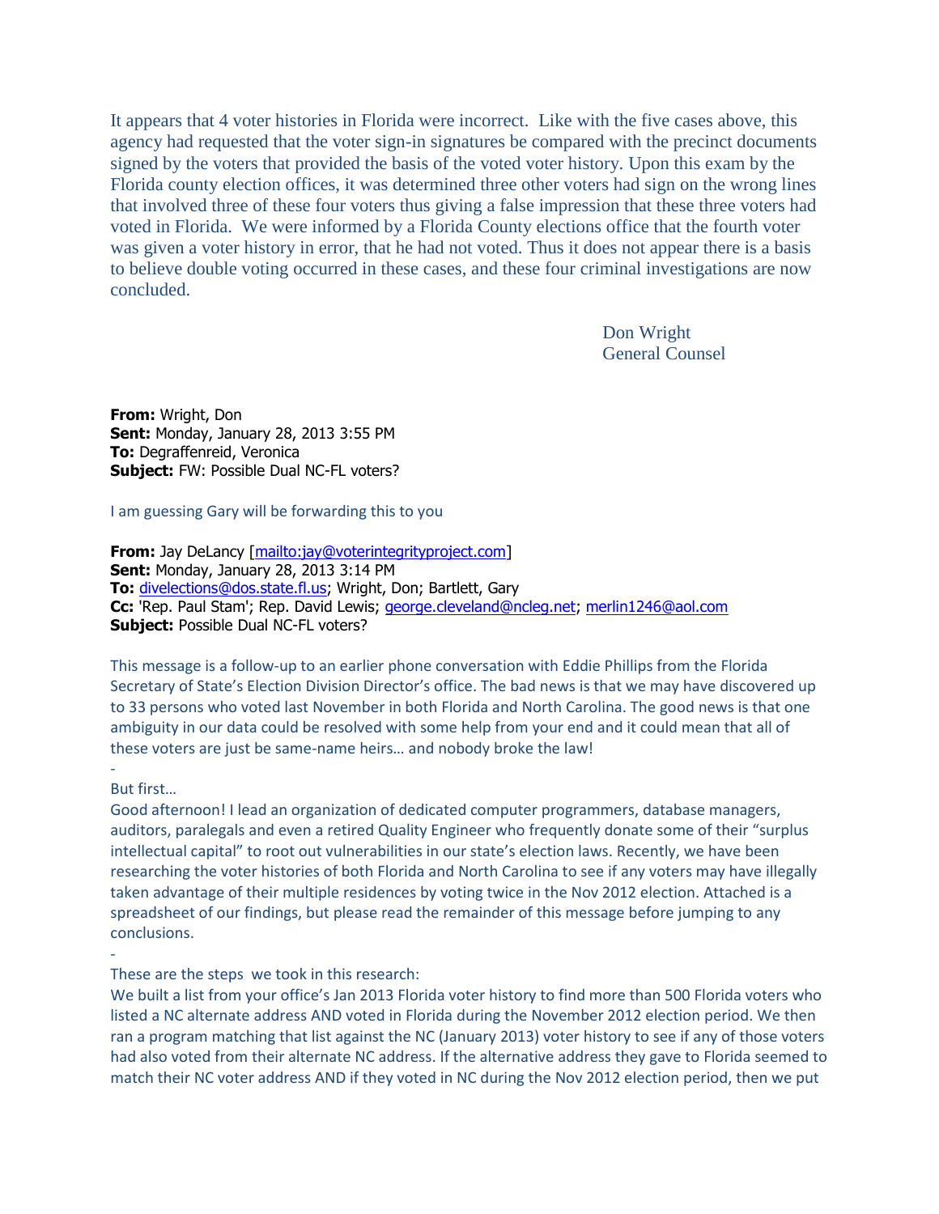It appears that 4 voter histories in Florida were incorrect. Like with the five cases above, this agency had requested that the voter sign-in signatures be compared with the precinct documents signed by the voters that provided the basis of the voted voter history. Upon this exam by the Florida county election offices, it was determined three other voters had sign on the wrong lines that involved three of these four voters thus giving a false impression that these three voters had voted in Florida. We were informed by a Florida County elections office that the fourth voter was given a voter history in error, that he had not voted. Thus it does not appear there is a basis to believe double voting occurred in these cases, and these four criminal investigations are now concluded.

Don Wright
General Counsel

**From:** Wright, Don
**Sent:** Monday, January 28, 2013 3:55 PM
**To:** Degraffenreid, Veronica
**Subject:** FW: Possible Dual NC-FL voters?

I am guessing Gary will be forwarding this to you

**From:** Jay DeLancy [mailto:jay@voterintegrityproject.com]
**Sent:** Monday, January 28, 2013 3:14 PM
**To:** divelections@dos.state.fl.us; Wright, Don; Bartlett, Gary
**Cc:** 'Rep. Paul Stam'; Rep. David Lewis; george.cleveland@ncleg.net; merlin1246@aol.com
**Subject:** Possible Dual NC-FL voters?

This message is a follow-up to an earlier phone conversation with Eddie Phillips from the Florida Secretary of State's Election Division Director's office. The bad news is that we may have discovered up to 33 persons who voted last November in both Florida and North Carolina. The good news is that one ambiguity in our data could be resolved with some help from your end and it could mean that all of these voters are just be same-name heirs… and nobody broke the law!

-

But first…

Good afternoon! I lead an organization of dedicated computer programmers, database managers, auditors, paralegals and even a retired Quality Engineer who frequently donate some of their "surplus intellectual capital" to root out vulnerabilities in our state's election laws. Recently, we have been researching the voter histories of both Florida and North Carolina to see if any voters may have illegally taken advantage of their multiple residences by voting twice in the Nov 2012 election. Attached is a spreadsheet of our findings, but please read the remainder of this message before jumping to any conclusions.

-

These are the steps we took in this research:

We built a list from your office's Jan 2013 Florida voter history to find more than 500 Florida voters who listed a NC alternate address AND voted in Florida during the November 2012 election period. We then ran a program matching that list against the NC (January 2013) voter history to see if any of those voters had also voted from their alternate NC address. If the alternative address they gave to Florida seemed to match their NC voter address AND if they voted in NC during the Nov 2012 election period, then we put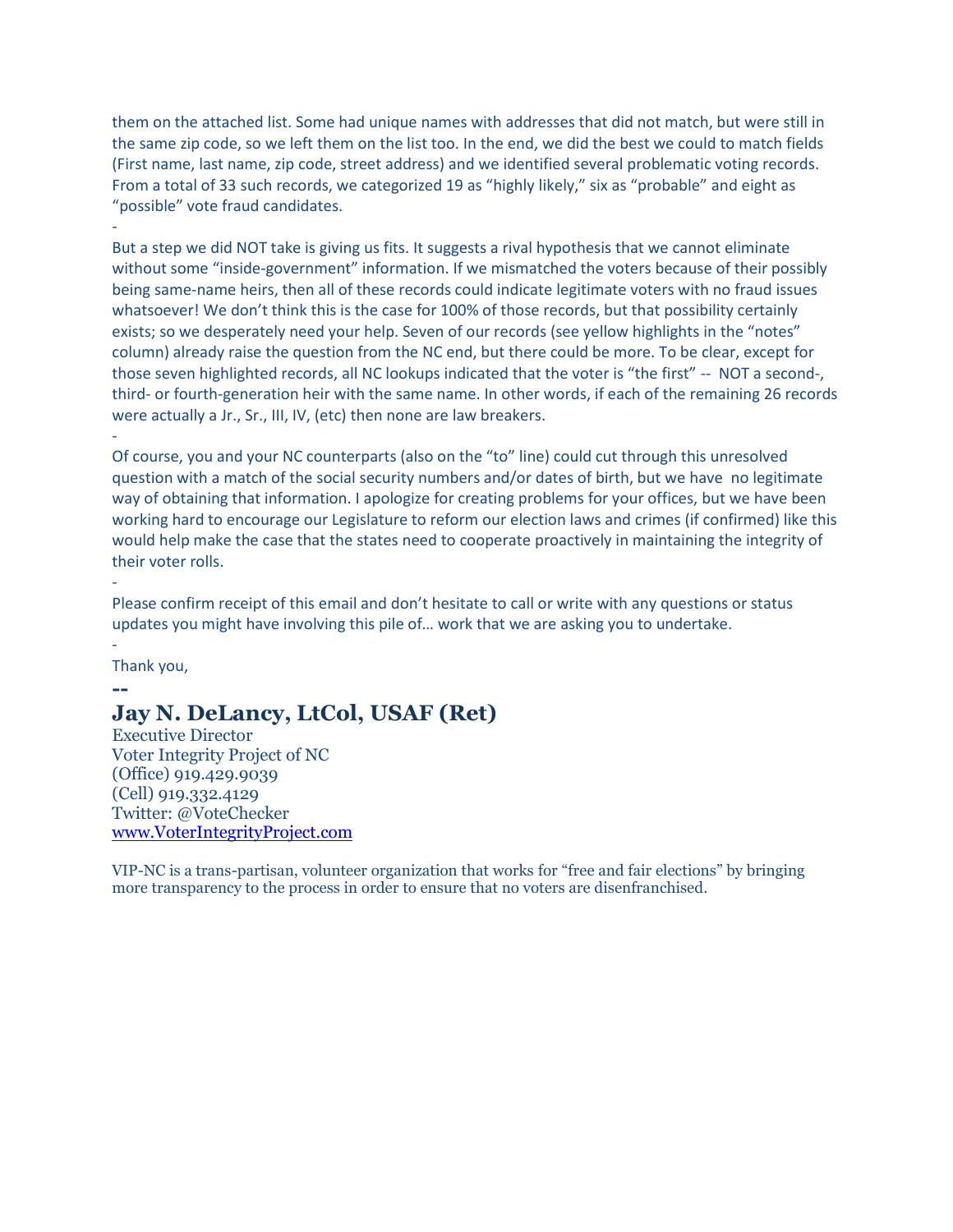them on the attached list. Some had unique names with addresses that did not match, but were still in the same zip code, so we left them on the list too. In the end, we did the best we could to match fields (First name, last name, zip code, street address) and we identified several problematic voting records. From a total of 33 such records, we categorized 19 as "highly likely," six as "probable" and eight as "possible" vote fraud candidates.

-

But a step we did NOT take is giving us fits. It suggests a rival hypothesis that we cannot eliminate without some "inside-government" information. If we mismatched the voters because of their possibly being same-name heirs, then all of these records could indicate legitimate voters with no fraud issues whatsoever! We don't think this is the case for 100% of those records, but that possibility certainly exists; so we desperately need your help. Seven of our records (see yellow highlights in the "notes" column) already raise the question from the NC end, but there could be more. To be clear, except for those seven highlighted records, all NC lookups indicated that the voter is "the first" -- NOT a second-, third- or fourth-generation heir with the same name. In other words, if each of the remaining 26 records were actually a Jr., Sr., III, IV, (etc) then none are law breakers.

-

Of course, you and your NC counterparts (also on the "to" line) could cut through this unresolved question with a match of the social security numbers and/or dates of birth, but we have no legitimate way of obtaining that information. I apologize for creating problems for your offices, but we have been working hard to encourage our Legislature to reform our election laws and crimes (if confirmed) like this would help make the case that the states need to cooperate proactively in maintaining the integrity of their voter rolls.

-

Please confirm receipt of this email and don't hesitate to call or write with any questions or status updates you might have involving this pile of… work that we are asking you to undertake.

-

Thank you,

**--**

## Jay N. DeLancy, LtCol, USAF (Ret)

Executive Director
Voter Integrity Project of NC
(Office) 919.429.9039
(Cell) 919.332.4129
Twitter: @VoteChecker
www.VoterIntegrityProject.com

VIP-NC is a trans-partisan, volunteer organization that works for "free and fair elections" by bringing more transparency to the process in order to ensure that no voters are disenfranchised.